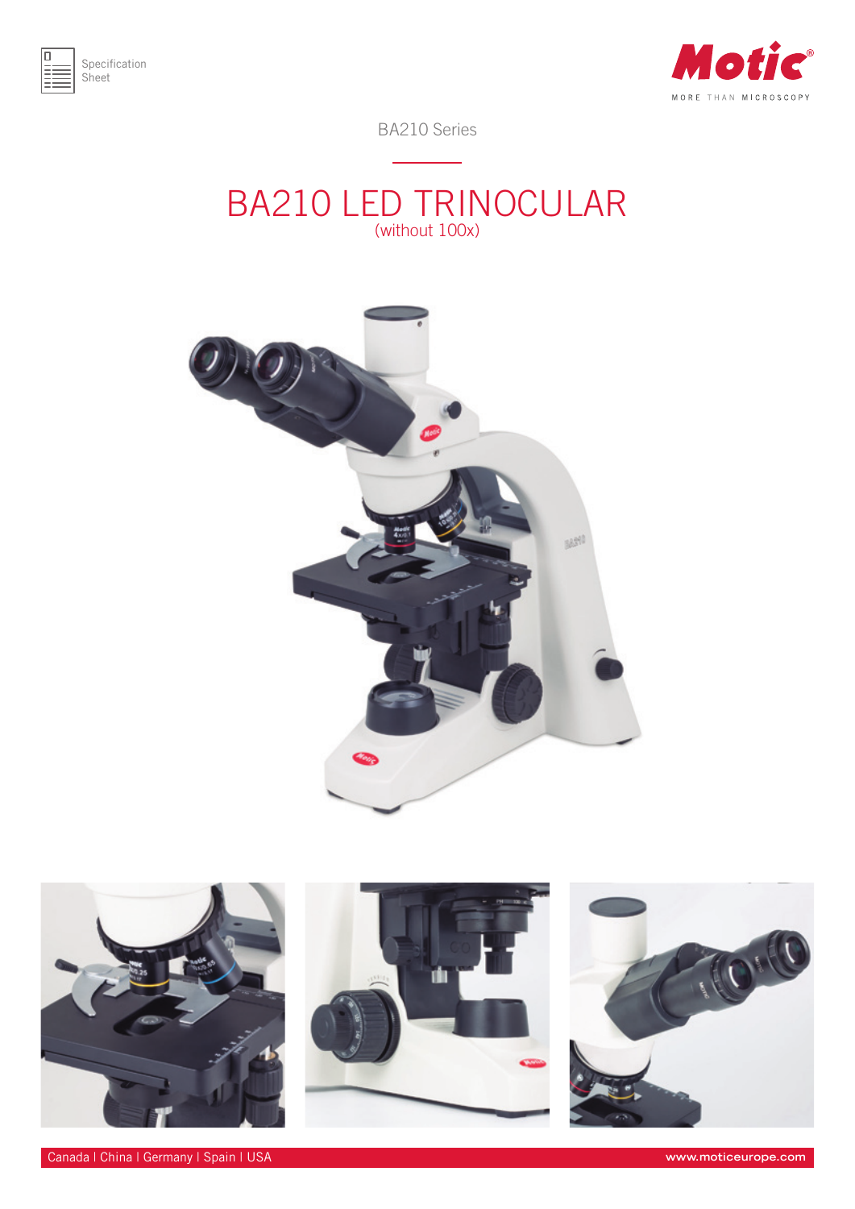Specification Sheet

Motic

MORE THAN MICROSCOPY

BA210 Series

# BA210 LED TRINOCULAR

(without 100x)

Canada | China | Germany | Spain | USA

www.moticeurope.com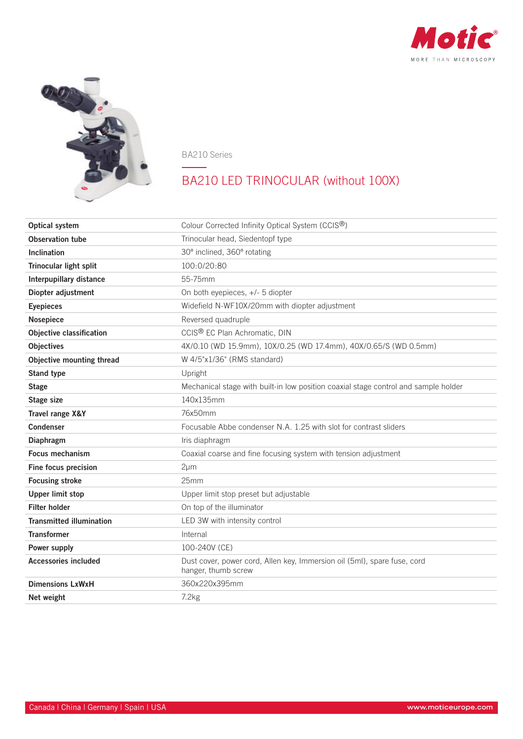BA210 Series

# BA210 LED TRINOCULAR (without 100X)

| | |
|---|---|
| **Optical system** | Colour Corrected Infinity Optical System (CCIS®) |
| **Observation tube** | Trinocular head, Siedentopf type |
| **Inclination** | 30° inclined, 360° rotating |
| **Trinocular light split** | 100:0/20:80 |
| **Interpupillary distance** | 55-75mm |
| **Diopter adjustment** | On both eyepieces, +/- 5 diopter |
| **Eyepieces** | Widefield N-WF10X/20mm with diopter adjustment |
| **Nosepiece** | Reversed quadruple |
| **Objective classification** | CCIS® EC Plan Achromatic, DIN |
| **Objectives** | 4X/0.10 (WD 15.9mm), 10X/0.25 (WD 17.4mm), 40X/0.65/S (WD 0.5mm) |
| **Objective mounting thread** | W 4/5"x1/36" (RMS standard) |
| **Stand type** | Upright |
| **Stage** | Mechanical stage with built-in low position coaxial stage control and sample holder |
| **Stage size** | 140x135mm |
| **Travel range X&Y** | 76x50mm |
| **Condenser** | Focusable Abbe condenser N.A. 1.25 with slot for contrast sliders |
| **Diaphragm** | Iris diaphragm |
| **Focus mechanism** | Coaxial coarse and fine focusing system with tension adjustment |
| **Fine focus precision** | 2µm |
| **Focusing stroke** | 25mm |
| **Upper limit stop** | Upper limit stop preset but adjustable |
| **Filter holder** | On top of the illuminator |
| **Transmitted illumination** | LED 3W with intensity control |
| **Transformer** | Internal |
| **Power supply** | 100-240V (CE) |
| **Accessories included** | Dust cover, power cord, Allen key, Immersion oil (5ml), spare fuse, cord hanger, thumb screw |
| **Dimensions LxWxH** | 360x220x395mm |
| **Net weight** | 7.2kg |